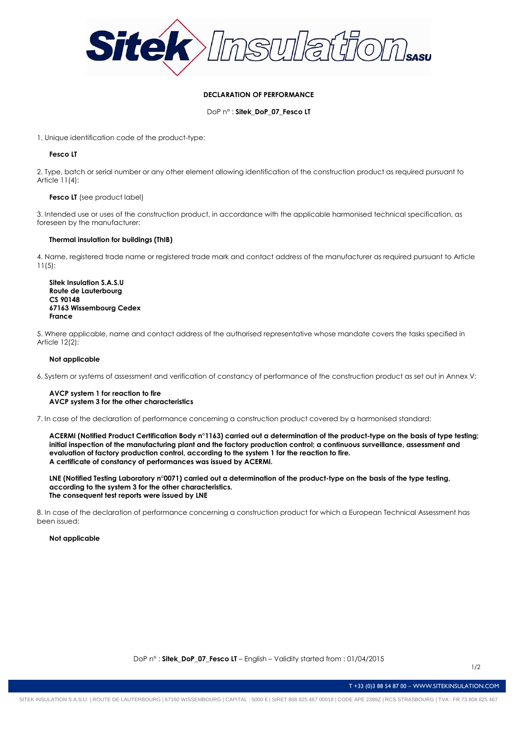# DECLARATION OF PERFORMANCE

DoP n° : **Sitek_DoP_07_Fesco LT**

1. Unique identification code of the product-type:

   **Fesco LT**

2. Type, batch or serial number or any other element allowing identification of the construction product as required pursuant to Article 11(4):

   **Fesco LT** (see product label)

3. Intended use or uses of the construction product, in accordance with the applicable harmonised technical specification, as foreseen by the manufacturer:

   **Thermal insulation for buildings (ThIB)**

4. Name, registered trade name or registered trade mark and contact address of the manufacturer as required pursuant to Article 11(5):

   **Sitek Insulation S.A.S.U**
   **Route de Lauterbourg**
   **CS 90148**
   **67163 Wissembourg Cedex**
   **France**

5. Where applicable, name and contact address of the authorised representative whose mandate covers the tasks specified in Article 12(2):

   **Not applicable**

6. System or systems of assessment and verification of constancy of performance of the construction product as set out in Annex V:

   **AVCP system 1 for reaction to fire**
   **AVCP system 3 for the other characteristics**

7. In case of the declaration of performance concerning a construction product covered by a harmonised standard:

   **ACERMI (Notified Product Certification Body n°1163) carried out a determination of the product-type on the basis of type testing; initial inspection of the manufacturing plant and the factory production control; a continuous surveillance, assessment and evaluation of factory production control, according to the system 1 for the reaction to fire.**
   **A certificate of constancy of performances was issued by ACERMI.**

   **LNE (Notified Testing Laboratory n°0071) carried out a determination of the product-type on the basis of the type testing, according to the system 3 for the other characteristics.**
   **The consequent test reports were issued by LNE**

8. In case of the declaration of performance concerning a construction product for which a European Technical Assessment has been issued:

   **Not applicable**

DoP n° : **Sitek_DoP_07_Fesco LT** – English – Validity started from : 01/04/2015

T +33 (0)3 88 54 87 00 – WWW.SITEKINSULATION.COM

SITEK INSULATION S.A.S.U. | ROUTE DE LAUTERBOURG | 67160 WISSEMBOURG | CAPITAL : 5000 € | SIRET 808 825 467 00018 | CODE APE 2399Z | RCS STRASBOURG | TVA : FR 73 808 825 467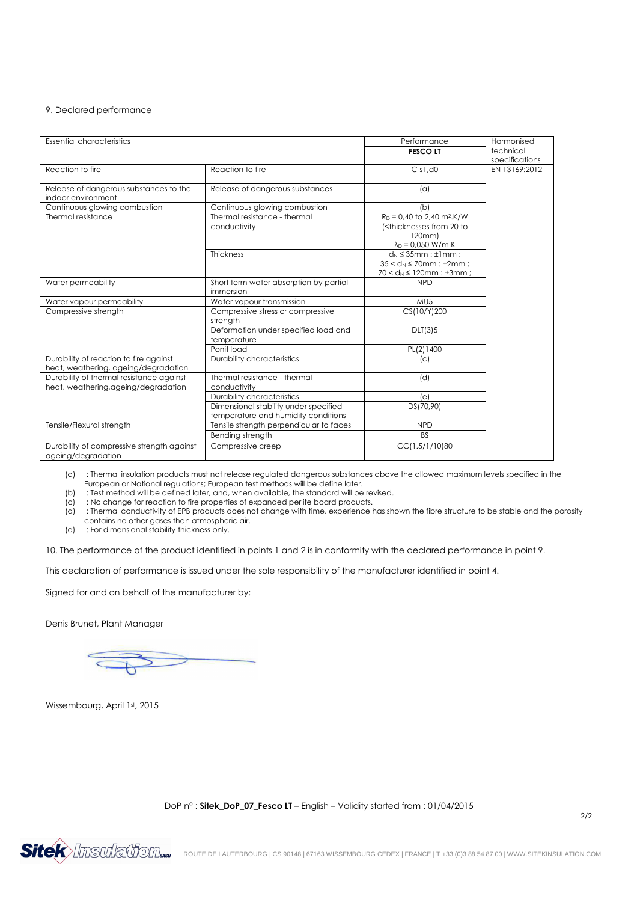9. Declared performance

| Essential characteristics | | Performance **FESCO LT** | Harmonised technical specifications |
|---|---|---|---|
| Reaction to fire | Reaction to fire | C-s1,d0 | EN 13169:2012 |
| Release of dangerous substances to the indoor environment | Release of dangerous substances | (a) | |
| Continuous glowing combustion | Continuous glowing combustion | (b) | |
| Thermal resistance | Thermal resistance - thermal conductivity | $R_D$ = 0,40 to 2,40 m².K/W (<thicknesses from 20 to 120mm) $\lambda_D$ = 0,050 W/m.K | |
| | Thickness | $d_N \leq 35$mm : ±1mm ; $35 < d_N \leq 70$mm : ±2mm ; $70 < d_N \leq 120$mm : ±3mm ; | |
| Water permeability | Short term water absorption by partial immersion | NPD | |
| Water vapour permeability | Water vapour transmission | MU5 | |
| Compressive strength | Compressive stress or compressive strength | CS(10/Y)200 | |
| | Deformation under specified load and temperature | DLT(3)5 | |
| | Ponit load | PL(2)1400 | |
| Durability of reaction to fire against heat, weathering, ageing/degradation | Durability characteristics | (c) | |
| Durability of thermal resistance against heat, weathering,ageing/degradation | Thermal resistance - thermal conductivity | (d) | |
| | Durability characteristics | (e) | |
| | Dimensional stability under specified temperature and humidity conditions | DS(70,90) | |
| Tensile/Flexural strength | Tensile strength perpendicular to faces | NPD | |
| | Bending strength | BS | |
| Durability of compressive strength against ageing/degradation | Compressive creep | CC(1.5/1/10)80 | |

(a) : Thermal insulation products must not release regulated dangerous substances above the allowed maximum levels specified in the European or National regulations; European test methods will be define later.
(b) : Test method will be defined later, and, when available, the standard will be revised.
(c) : No change for reaction to fire properties of expanded perlite board products.
(d) : Thermal conductivity of EPB products does not change with time, experience has shown the fibre structure to be stable and the porosity contains no other gases than atmospheric air.
(e) : For dimensional stability thickness only.

10. The performance of the product identified in points 1 and 2 is in conformity with the declared performance in point 9.

This declaration of performance is issued under the sole responsibility of the manufacturer identified in point 4.

Signed for and on behalf of the manufacturer by:

Denis Brunet, Plant Manager

Wissembourg, April 1st, 2015

DoP n° : **Sitek_DoP_07_Fesco LT** – English – Validity started from : 01/04/2015

ROUTE DE LAUTERBOURG | CS 90148 | 67163 WISSEMBOURG CEDEX | FRANCE | T +33 (0)3 88 54 87 00 | WWW.SITEKINSULATION.COM